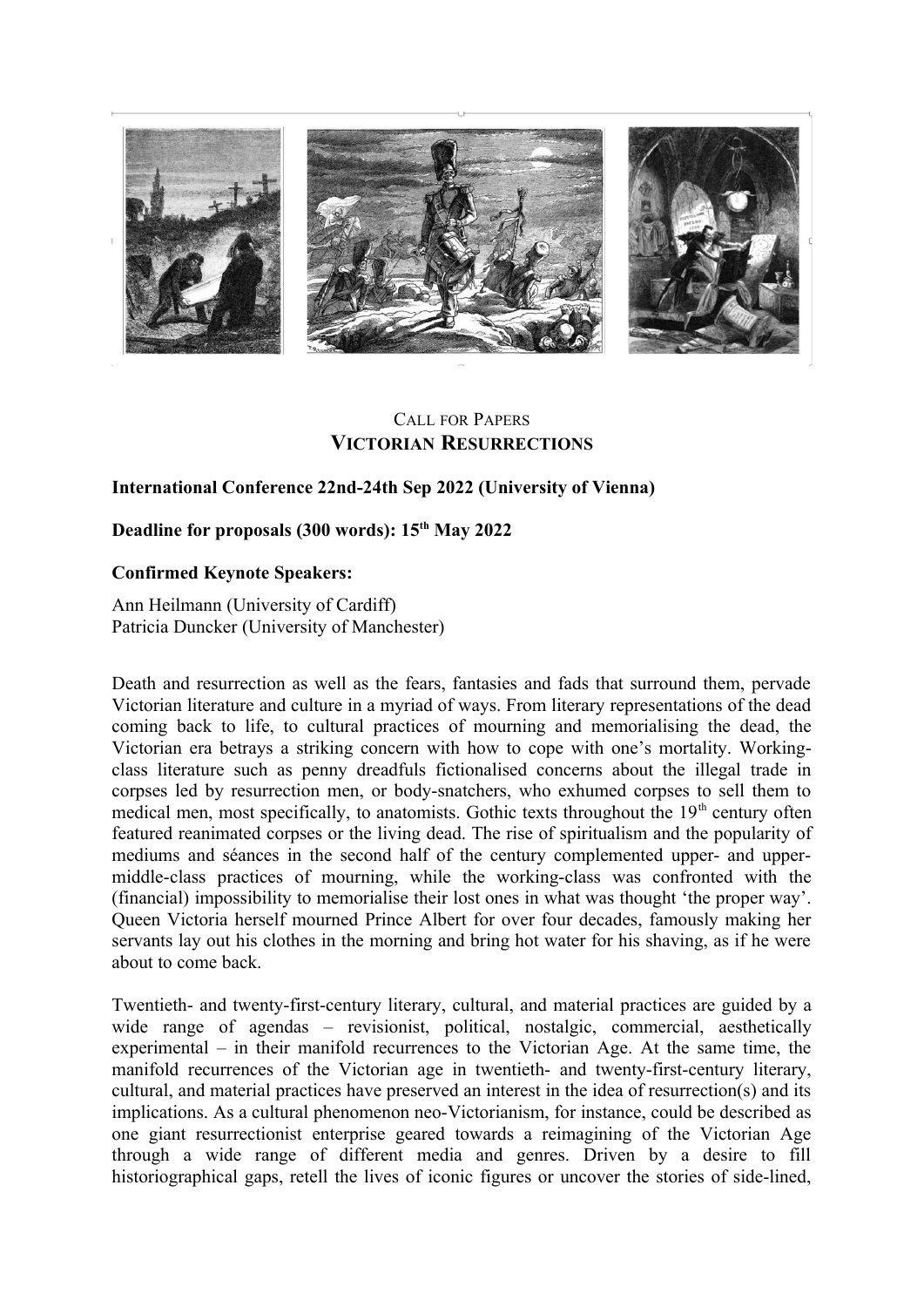CALL FOR PAPERS

# VICTORIAN RESURRECTIONS

**International Conference 22nd-24th Sep 2022 (University of Vienna)**

**Deadline for proposals (300 words): 15th May 2022**

**Confirmed Keynote Speakers:**

Ann Heilmann (University of Cardiff)
Patricia Duncker (University of Manchester)

Death and resurrection as well as the fears, fantasies and fads that surround them, pervade Victorian literature and culture in a myriad of ways. From literary representations of the dead coming back to life, to cultural practices of mourning and memorialising the dead, the Victorian era betrays a striking concern with how to cope with one's mortality. Working-class literature such as penny dreadfuls fictionalised concerns about the illegal trade in corpses led by resurrection men, or body-snatchers, who exhumed corpses to sell them to medical men, most specifically, to anatomists. Gothic texts throughout the 19th century often featured reanimated corpses or the living dead. The rise of spiritualism and the popularity of mediums and séances in the second half of the century complemented upper- and upper-middle-class practices of mourning, while the working-class was confronted with the (financial) impossibility to memorialise their lost ones in what was thought 'the proper way'. Queen Victoria herself mourned Prince Albert for over four decades, famously making her servants lay out his clothes in the morning and bring hot water for his shaving, as if he were about to come back.

Twentieth- and twenty-first-century literary, cultural, and material practices are guided by a wide range of agendas – revisionist, political, nostalgic, commercial, aesthetically experimental – in their manifold recurrences to the Victorian Age. At the same time, the manifold recurrences of the Victorian age in twentieth- and twenty-first-century literary, cultural, and material practices have preserved an interest in the idea of resurrection(s) and its implications. As a cultural phenomenon neo-Victorianism, for instance, could be described as one giant resurrectionist enterprise geared towards a reimagining of the Victorian Age through a wide range of different media and genres. Driven by a desire to fill historiographical gaps, retell the lives of iconic figures or uncover the stories of side-lined,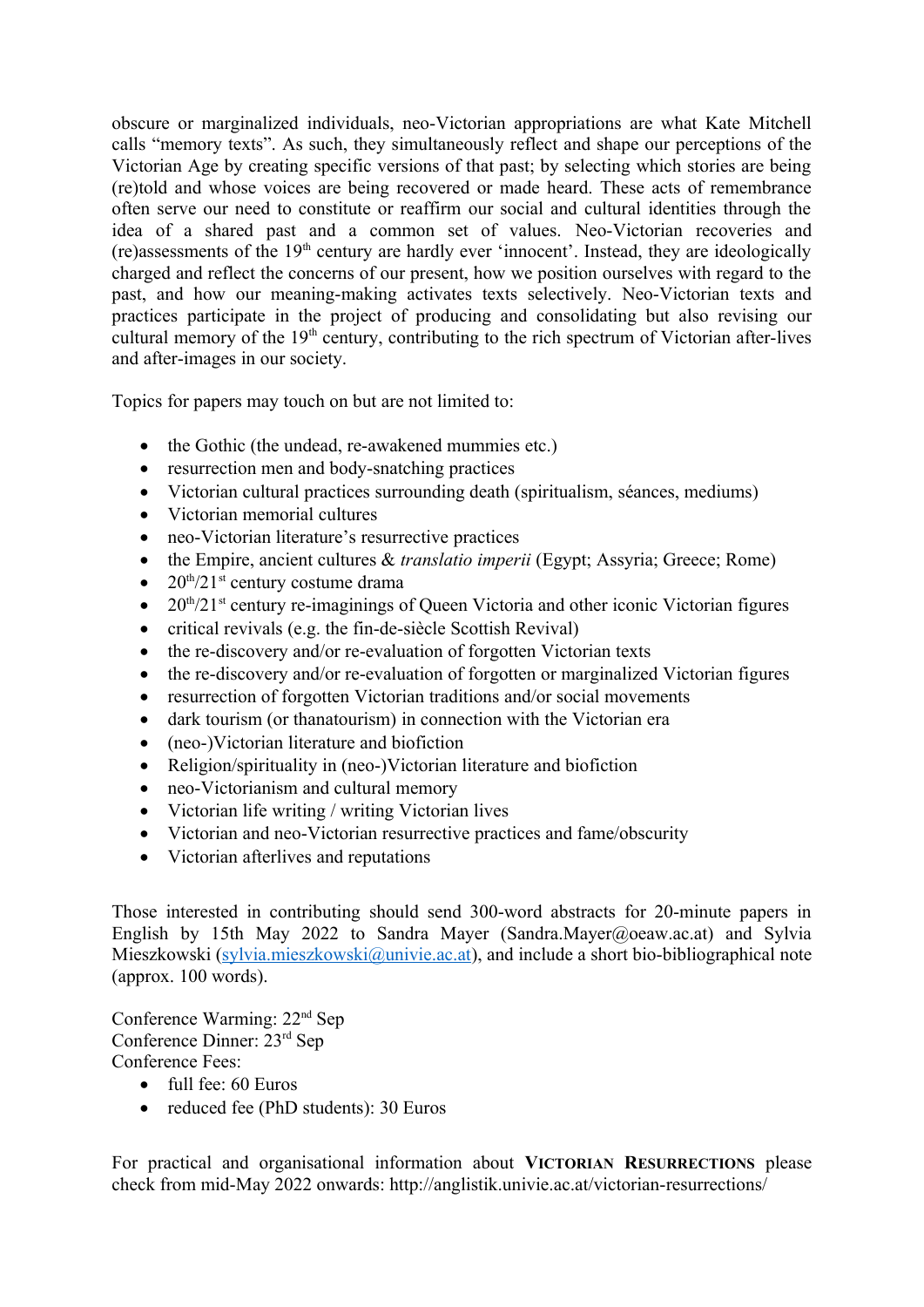obscure or marginalized individuals, neo-Victorian appropriations are what Kate Mitchell calls "memory texts". As such, they simultaneously reflect and shape our perceptions of the Victorian Age by creating specific versions of that past; by selecting which stories are being (re)told and whose voices are being recovered or made heard. These acts of remembrance often serve our need to constitute or reaffirm our social and cultural identities through the idea of a shared past and a common set of values. Neo-Victorian recoveries and (re)assessments of the 19th century are hardly ever 'innocent'. Instead, they are ideologically charged and reflect the concerns of our present, how we position ourselves with regard to the past, and how our meaning-making activates texts selectively. Neo-Victorian texts and practices participate in the project of producing and consolidating but also revising our cultural memory of the 19th century, contributing to the rich spectrum of Victorian after-lives and after-images in our society.

Topics for papers may touch on but are not limited to:

- the Gothic (the undead, re-awakened mummies etc.)
- resurrection men and body-snatching practices
- Victorian cultural practices surrounding death (spiritualism, séances, mediums)
- Victorian memorial cultures
- neo-Victorian literature's resurrective practices
- the Empire, ancient cultures & *translatio imperii* (Egypt; Assyria; Greece; Rome)
- 20th/21st century costume drama
- 20th/21st century re-imaginings of Queen Victoria and other iconic Victorian figures
- critical revivals (e.g. the fin-de-siècle Scottish Revival)
- the re-discovery and/or re-evaluation of forgotten Victorian texts
- the re-discovery and/or re-evaluation of forgotten or marginalized Victorian figures
- resurrection of forgotten Victorian traditions and/or social movements
- dark tourism (or thanatourism) in connection with the Victorian era
- (neo-)Victorian literature and biofiction
- Religion/spirituality in (neo-)Victorian literature and biofiction
- neo-Victorianism and cultural memory
- Victorian life writing / writing Victorian lives
- Victorian and neo-Victorian resurrective practices and fame/obscurity
- Victorian afterlives and reputations

Those interested in contributing should send 300-word abstracts for 20-minute papers in English by 15th May 2022 to Sandra Mayer (Sandra.Mayer@oeaw.ac.at) and Sylvia Mieszkowski (sylvia.mieszkowski@univie.ac.at), and include a short bio-bibliographical note (approx. 100 words).

Conference Warming: 22nd Sep
Conference Dinner: 23rd Sep
Conference Fees:

- full fee: 60 Euros
- reduced fee (PhD students): 30 Euros

For practical and organisational information about **VICTORIAN RESURRECTIONS** please check from mid-May 2022 onwards: http://anglistik.univie.ac.at/victorian-resurrections/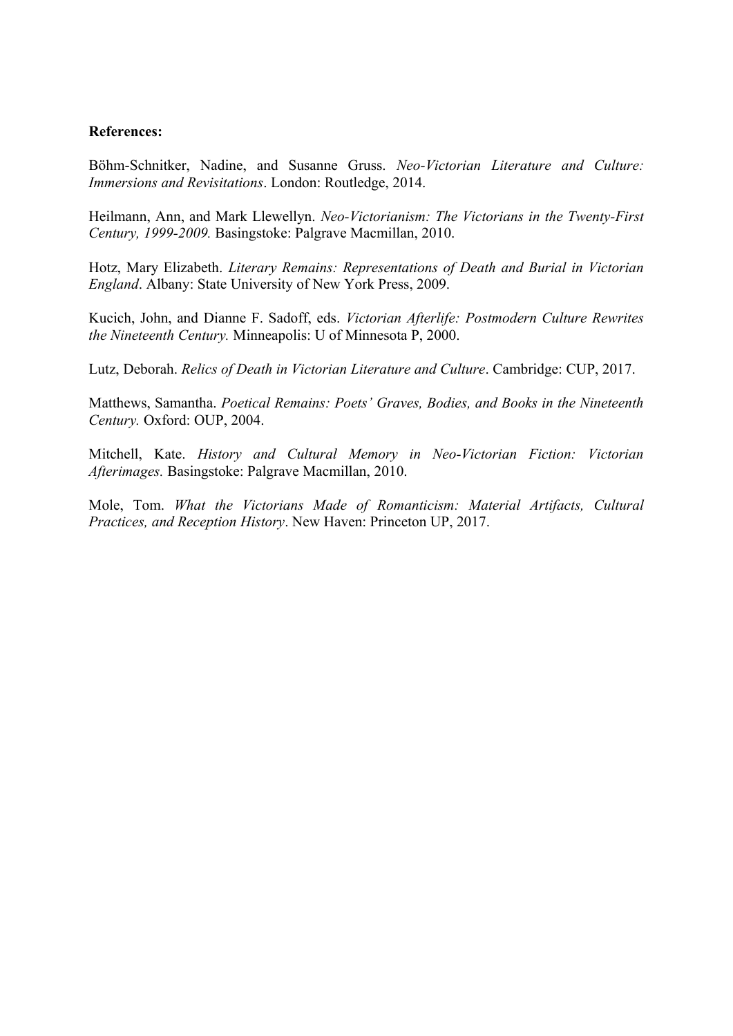**References:**

Böhm-Schnitker, Nadine, and Susanne Gruss. *Neo-Victorian Literature and Culture: Immersions and Revisitations*. London: Routledge, 2014.

Heilmann, Ann, and Mark Llewellyn. *Neo-Victorianism: The Victorians in the Twenty-First Century, 1999-2009.* Basingstoke: Palgrave Macmillan, 2010.

Hotz, Mary Elizabeth. *Literary Remains: Representations of Death and Burial in Victorian England*. Albany: State University of New York Press, 2009.

Kucich, John, and Dianne F. Sadoff, eds. *Victorian Afterlife: Postmodern Culture Rewrites the Nineteenth Century.* Minneapolis: U of Minnesota P, 2000.

Lutz, Deborah. *Relics of Death in Victorian Literature and Culture*. Cambridge: CUP, 2017.

Matthews, Samantha. *Poetical Remains: Poets' Graves, Bodies, and Books in the Nineteenth Century.* Oxford: OUP, 2004.

Mitchell, Kate. *History and Cultural Memory in Neo-Victorian Fiction: Victorian Afterimages.* Basingstoke: Palgrave Macmillan, 2010.

Mole, Tom. *What the Victorians Made of Romanticism: Material Artifacts, Cultural Practices, and Reception History*. New Haven: Princeton UP, 2017.